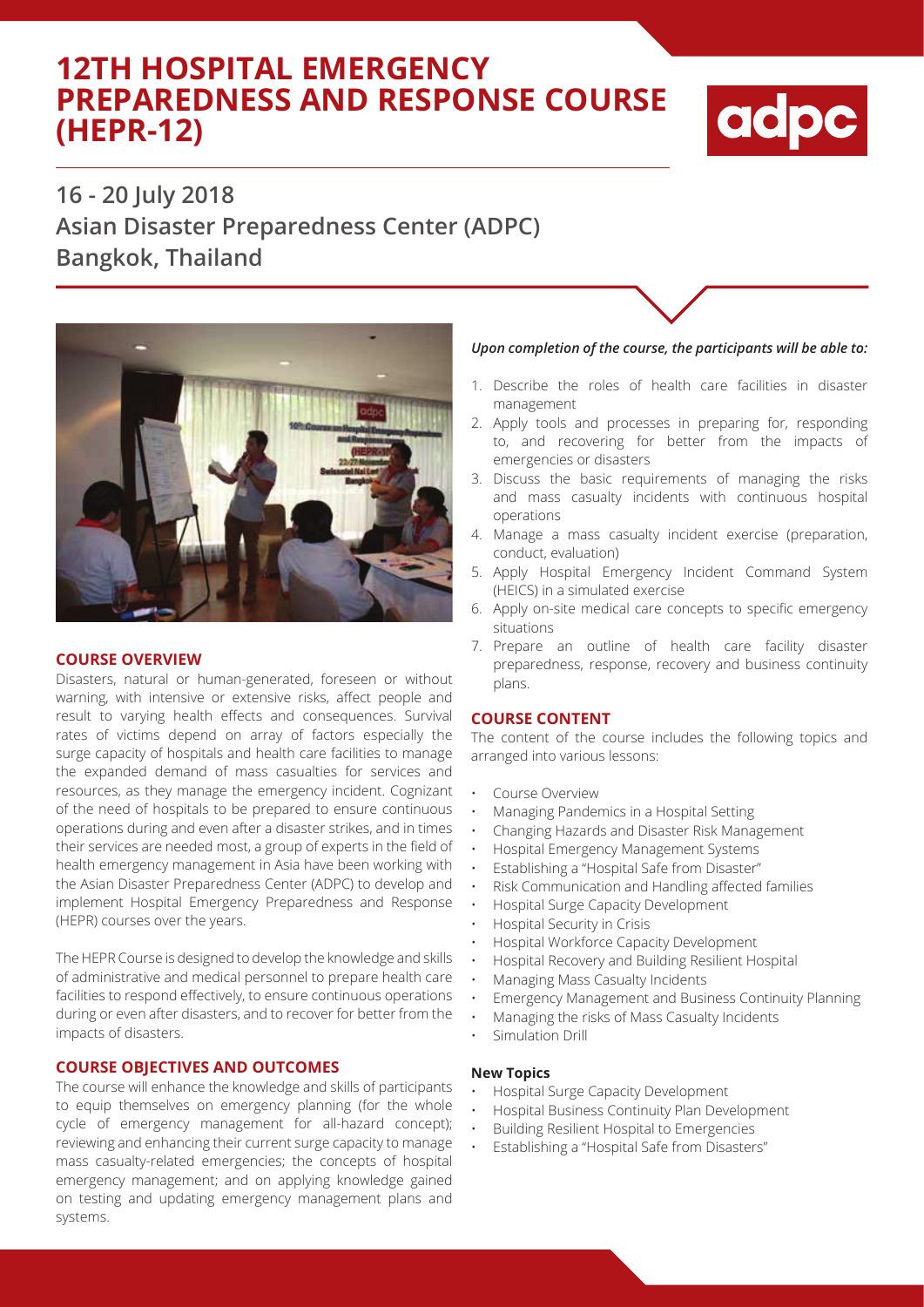# 12TH HOSPITAL EMERGENCY PREPAREDNESS AND RESPONSE COURSE (HEPR-12)

## 16 - 20 July 2018
## Asian Disaster Preparedness Center (ADPC)
## Bangkok, Thailand

### COURSE OVERVIEW

Disasters, natural or human-generated, foreseen or without warning, with intensive or extensive risks, affect people and result to varying health effects and consequences. Survival rates of victims depend on array of factors especially the surge capacity of hospitals and health care facilities to manage the expanded demand of mass casualties for services and resources, as they manage the emergency incident. Cognizant of the need of hospitals to be prepared to ensure continuous operations during and even after a disaster strikes, and in times their services are needed most, a group of experts in the field of health emergency management in Asia have been working with the Asian Disaster Preparedness Center (ADPC) to develop and implement Hospital Emergency Preparedness and Response (HEPR) courses over the years.

The HEPR Course is designed to develop the knowledge and skills of administrative and medical personnel to prepare health care facilities to respond effectively, to ensure continuous operations during or even after disasters, and to recover for better from the impacts of disasters.

### COURSE OBJECTIVES AND OUTCOMES

The course will enhance the knowledge and skills of participants to equip themselves on emergency planning (for the whole cycle of emergency management for all-hazard concept); reviewing and enhancing their current surge capacity to manage mass casualty-related emergencies; the concepts of hospital emergency management; and on applying knowledge gained on testing and updating emergency management plans and systems.

***Upon completion of the course, the participants will be able to:***

1. Describe the roles of health care facilities in disaster management
2. Apply tools and processes in preparing for, responding to, and recovering for better from the impacts of emergencies or disasters
3. Discuss the basic requirements of managing the risks and mass casualty incidents with continuous hospital operations
4. Manage a mass casualty incident exercise (preparation, conduct, evaluation)
5. Apply Hospital Emergency Incident Command System (HEICS) in a simulated exercise
6. Apply on-site medical care concepts to specific emergency situations
7. Prepare an outline of health care facility disaster preparedness, response, recovery and business continuity plans.

### COURSE CONTENT

The content of the course includes the following topics and arranged into various lessons:

- Course Overview
- Managing Pandemics in a Hospital Setting
- Changing Hazards and Disaster Risk Management
- Hospital Emergency Management Systems
- Establishing a "Hospital Safe from Disaster"
- Risk Communication and Handling affected families
- Hospital Surge Capacity Development
- Hospital Security in Crisis
- Hospital Workforce Capacity Development
- Hospital Recovery and Building Resilient Hospital
- Managing Mass Casualty Incidents
- Emergency Management and Business Continuity Planning
- Managing the risks of Mass Casualty Incidents
- Simulation Drill

**New Topics**

- Hospital Surge Capacity Development
- Hospital Business Continuity Plan Development
- Building Resilient Hospital to Emergencies
- Establishing a "Hospital Safe from Disasters"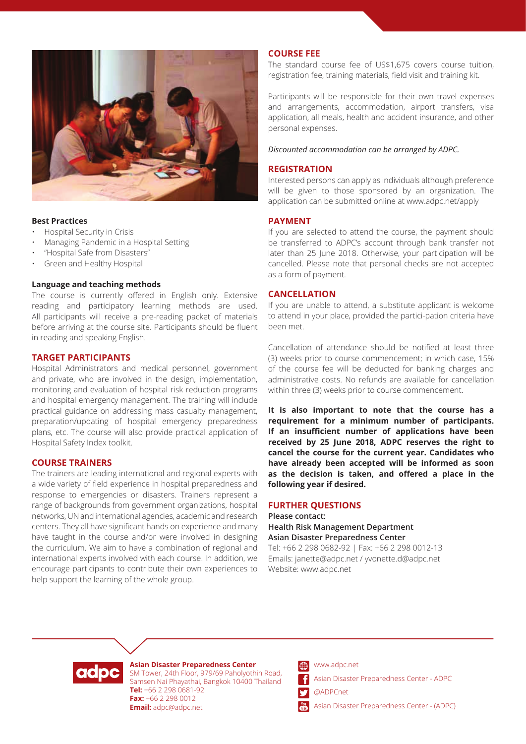**Best Practices**

- Hospital Security in Crisis
- Managing Pandemic in a Hospital Setting
- "Hospital Safe from Disasters"
- Green and Healthy Hospital

**Language and teaching methods**

The course is currently offered in English only. Extensive reading and participatory learning methods are used. All participants will receive a pre-reading packet of materials before arriving at the course site. Participants should be fluent in reading and speaking English.

## TARGET PARTICIPANTS

Hospital Administrators and medical personnel, government and private, who are involved in the design, implementation, monitoring and evaluation of hospital risk reduction programs and hospital emergency management. The training will include practical guidance on addressing mass casualty management, preparation/updating of hospital emergency preparedness plans, etc. The course will also provide practical application of Hospital Safety Index toolkit.

## COURSE TRAINERS

The trainers are leading international and regional experts with a wide variety of field experience in hospital preparedness and response to emergencies or disasters. Trainers represent a range of backgrounds from government organizations, hospital networks, UN and international agencies, academic and research centers. They all have significant hands on experience and many have taught in the course and/or were involved in designing the curriculum. We aim to have a combination of regional and international experts involved with each course. In addition, we encourage participants to contribute their own experiences to help support the learning of the whole group.

## COURSE FEE

The standard course fee of US$1,675 covers course tuition, registration fee, training materials, field visit and training kit.

Participants will be responsible for their own travel expenses and arrangements, accommodation, airport transfers, visa application, all meals, health and accident insurance, and other personal expenses.

*Discounted accommodation can be arranged by ADPC.*

## REGISTRATION

Interested persons can apply as individuals although preference will be given to those sponsored by an organization. The application can be submitted online at www.adpc.net/apply

## PAYMENT

If you are selected to attend the course, the payment should be transferred to ADPC's account through bank transfer not later than 25 June 2018. Otherwise, your participation will be cancelled. Please note that personal checks are not accepted as a form of payment.

## CANCELLATION

If you are unable to attend, a substitute applicant is welcome to attend in your place, provided the partici-pation criteria have been met.

Cancellation of attendance should be notified at least three (3) weeks prior to course commencement; in which case, 15% of the course fee will be deducted for banking charges and administrative costs. No refunds are available for cancellation within three (3) weeks prior to course commencement.

**It is also important to note that the course has a requirement for a minimum number of participants. If an insufficient number of applications have been received by 25 June 2018, ADPC reserves the right to cancel the course for the current year. Candidates who have already been accepted will be informed as soon as the decision is taken, and offered a place in the following year if desired.**

## FURTHER QUESTIONS

**Please contact:**
**Health Risk Management Department**
**Asian Disaster Preparedness Center**
Tel: +66 2 298 0682-92 | Fax: +66 2 298 0012-13
Emails: janette@adpc.net / yvonette.d@adpc.net
Website: www.adpc.net

---

adpc

**Asian Disaster Preparedness Center**
SM Tower, 24th Floor, 979/69 Paholyothin Road, Samsen Nai Phayathai, Bangkok 10400 Thailand
**Tel:** +66 2 298 0681-92
**Fax:** +66 2 298 0012
**Email:** adpc@adpc.net

www.adpc.net
Asian Disaster Preparedness Center - ADPC
@ADPCnet
Asian Disaster Preparedness Center - (ADPC)